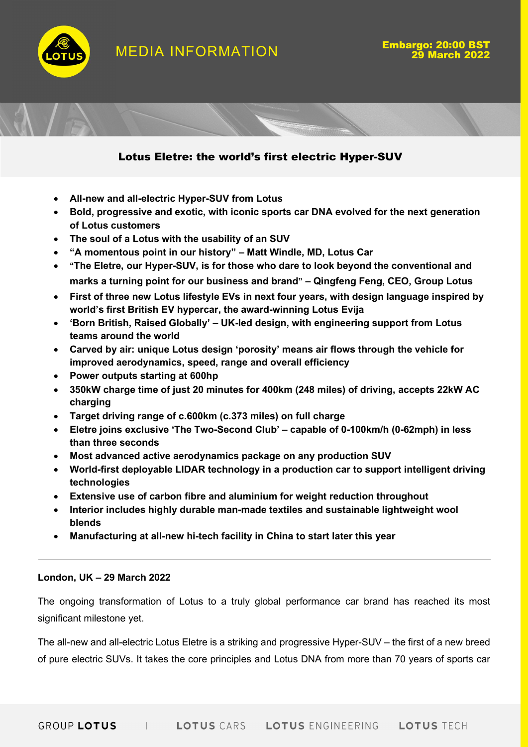MEDIA INFORMATION

**Embargo: 20:00 BST 29 March 2022**

# Lotus Eletre: the world's first electric Hyper-SUV

- **All-new and all-electric Hyper-SUV from Lotus**
- **Bold, progressive and exotic, with iconic sports car DNA evolved for the next generation of Lotus customers**
- **The soul of a Lotus with the usability of an SUV**
- **"A momentous point in our history" – Matt Windle, MD, Lotus Car**
- **"The Eletre, our Hyper-SUV, is for those who dare to look beyond the conventional and marks a turning point for our business and brand" – Qingfeng Feng, CEO, Group Lotus**
- **First of three new Lotus lifestyle EVs in next four years, with design language inspired by world's first British EV hypercar, the award-winning Lotus Evija**
- **'Born British, Raised Globally' – UK-led design, with engineering support from Lotus teams around the world**
- **Carved by air: unique Lotus design 'porosity' means air flows through the vehicle for improved aerodynamics, speed, range and overall efficiency**
- **Power outputs starting at 600hp**
- **350kW charge time of just 20 minutes for 400km (248 miles) of driving, accepts 22kW AC charging**
- **Target driving range of c.600km (c.373 miles) on full charge**
- **Eletre joins exclusive 'The Two-Second Club' – capable of 0-100km/h (0-62mph) in less than three seconds**
- **Most advanced active aerodynamics package on any production SUV**
- **World-first deployable LIDAR technology in a production car to support intelligent driving technologies**
- **Extensive use of carbon fibre and aluminium for weight reduction throughout**
- **Interior includes highly durable man-made textiles and sustainable lightweight wool blends**
- **Manufacturing at all-new hi-tech facility in China to start later this year**

---

**London, UK – 29 March 2022**

The ongoing transformation of Lotus to a truly global performance car brand has reached its most significant milestone yet.

The all-new and all-electric Lotus Eletre is a striking and progressive Hyper-SUV – the first of a new breed of pure electric SUVs. It takes the core principles and Lotus DNA from more than 70 years of sports car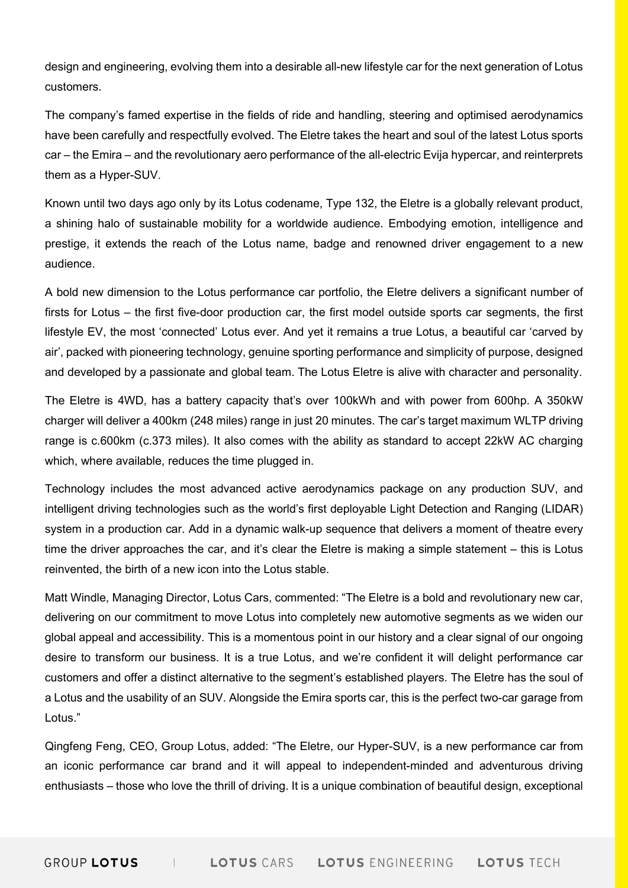design and engineering, evolving them into a desirable all-new lifestyle car for the next generation of Lotus customers.

The company's famed expertise in the fields of ride and handling, steering and optimised aerodynamics have been carefully and respectfully evolved. The Eletre takes the heart and soul of the latest Lotus sports car – the Emira – and the revolutionary aero performance of the all-electric Evija hypercar, and reinterprets them as a Hyper-SUV.

Known until two days ago only by its Lotus codename, Type 132, the Eletre is a globally relevant product, a shining halo of sustainable mobility for a worldwide audience. Embodying emotion, intelligence and prestige, it extends the reach of the Lotus name, badge and renowned driver engagement to a new audience.

A bold new dimension to the Lotus performance car portfolio, the Eletre delivers a significant number of firsts for Lotus – the first five-door production car, the first model outside sports car segments, the first lifestyle EV, the most 'connected' Lotus ever. And yet it remains a true Lotus, a beautiful car 'carved by air', packed with pioneering technology, genuine sporting performance and simplicity of purpose, designed and developed by a passionate and global team. The Lotus Eletre is alive with character and personality.

The Eletre is 4WD, has a battery capacity that's over 100kWh and with power from 600hp. A 350kW charger will deliver a 400km (248 miles) range in just 20 minutes. The car's target maximum WLTP driving range is c.600km (c.373 miles). It also comes with the ability as standard to accept 22kW AC charging which, where available, reduces the time plugged in.

Technology includes the most advanced active aerodynamics package on any production SUV, and intelligent driving technologies such as the world's first deployable Light Detection and Ranging (LIDAR) system in a production car. Add in a dynamic walk-up sequence that delivers a moment of theatre every time the driver approaches the car, and it's clear the Eletre is making a simple statement – this is Lotus reinvented, the birth of a new icon into the Lotus stable.

Matt Windle, Managing Director, Lotus Cars, commented: "The Eletre is a bold and revolutionary new car, delivering on our commitment to move Lotus into completely new automotive segments as we widen our global appeal and accessibility. This is a momentous point in our history and a clear signal of our ongoing desire to transform our business. It is a true Lotus, and we're confident it will delight performance car customers and offer a distinct alternative to the segment's established players. The Eletre has the soul of a Lotus and the usability of an SUV. Alongside the Emira sports car, this is the perfect two-car garage from Lotus."

Qingfeng Feng, CEO, Group Lotus, added: "The Eletre, our Hyper-SUV, is a new performance car from an iconic performance car brand and it will appeal to independent-minded and adventurous driving enthusiasts – those who love the thrill of driving. It is a unique combination of beautiful design, exceptional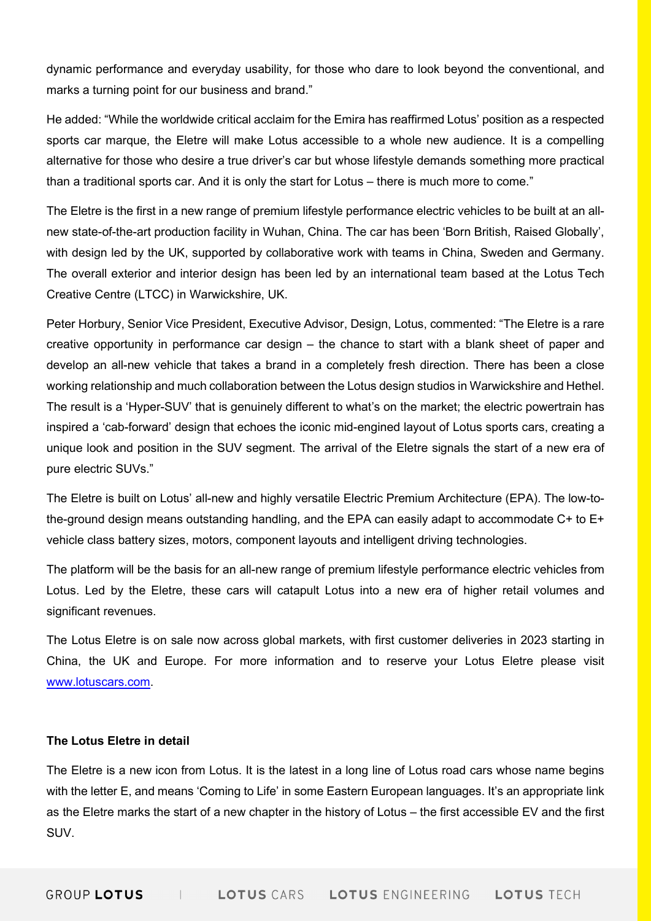dynamic performance and everyday usability, for those who dare to look beyond the conventional, and marks a turning point for our business and brand."

He added: "While the worldwide critical acclaim for the Emira has reaffirmed Lotus' position as a respected sports car marque, the Eletre will make Lotus accessible to a whole new audience. It is a compelling alternative for those who desire a true driver's car but whose lifestyle demands something more practical than a traditional sports car. And it is only the start for Lotus – there is much more to come."

The Eletre is the first in a new range of premium lifestyle performance electric vehicles to be built at an all-new state-of-the-art production facility in Wuhan, China. The car has been 'Born British, Raised Globally', with design led by the UK, supported by collaborative work with teams in China, Sweden and Germany. The overall exterior and interior design has been led by an international team based at the Lotus Tech Creative Centre (LTCC) in Warwickshire, UK.

Peter Horbury, Senior Vice President, Executive Advisor, Design, Lotus, commented: "The Eletre is a rare creative opportunity in performance car design – the chance to start with a blank sheet of paper and develop an all-new vehicle that takes a brand in a completely fresh direction. There has been a close working relationship and much collaboration between the Lotus design studios in Warwickshire and Hethel. The result is a 'Hyper-SUV' that is genuinely different to what's on the market; the electric powertrain has inspired a 'cab-forward' design that echoes the iconic mid-engined layout of Lotus sports cars, creating a unique look and position in the SUV segment. The arrival of the Eletre signals the start of a new era of pure electric SUVs."

The Eletre is built on Lotus' all-new and highly versatile Electric Premium Architecture (EPA). The low-to-the-ground design means outstanding handling, and the EPA can easily adapt to accommodate C+ to E+ vehicle class battery sizes, motors, component layouts and intelligent driving technologies.

The platform will be the basis for an all-new range of premium lifestyle performance electric vehicles from Lotus. Led by the Eletre, these cars will catapult Lotus into a new era of higher retail volumes and significant revenues.

The Lotus Eletre is on sale now across global markets, with first customer deliveries in 2023 starting in China, the UK and Europe. For more information and to reserve your Lotus Eletre please visit [www.lotuscars.com](www.lotuscars.com).

**The Lotus Eletre in detail**

The Eletre is a new icon from Lotus. It is the latest in a long line of Lotus road cars whose name begins with the letter E, and means 'Coming to Life' in some Eastern European languages. It's an appropriate link as the Eletre marks the start of a new chapter in the history of Lotus – the first accessible EV and the first SUV.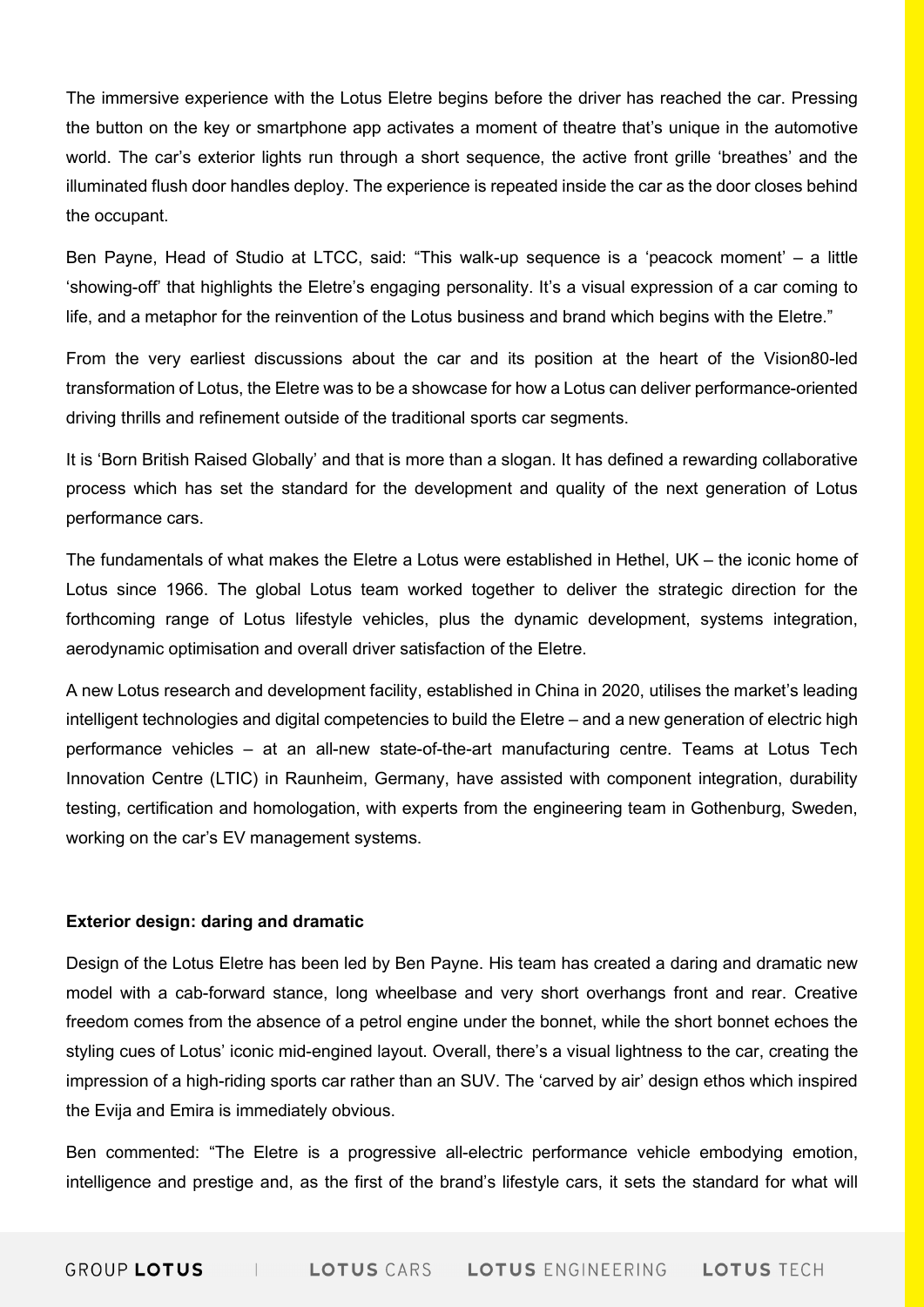The immersive experience with the Lotus Eletre begins before the driver has reached the car. Pressing the button on the key or smartphone app activates a moment of theatre that's unique in the automotive world. The car's exterior lights run through a short sequence, the active front grille 'breathes' and the illuminated flush door handles deploy. The experience is repeated inside the car as the door closes behind the occupant.

Ben Payne, Head of Studio at LTCC, said: "This walk-up sequence is a 'peacock moment' – a little 'showing-off' that highlights the Eletre's engaging personality. It's a visual expression of a car coming to life, and a metaphor for the reinvention of the Lotus business and brand which begins with the Eletre."

From the very earliest discussions about the car and its position at the heart of the Vision80-led transformation of Lotus, the Eletre was to be a showcase for how a Lotus can deliver performance-oriented driving thrills and refinement outside of the traditional sports car segments.

It is 'Born British Raised Globally' and that is more than a slogan. It has defined a rewarding collaborative process which has set the standard for the development and quality of the next generation of Lotus performance cars.

The fundamentals of what makes the Eletre a Lotus were established in Hethel, UK – the iconic home of Lotus since 1966. The global Lotus team worked together to deliver the strategic direction for the forthcoming range of Lotus lifestyle vehicles, plus the dynamic development, systems integration, aerodynamic optimisation and overall driver satisfaction of the Eletre.

A new Lotus research and development facility, established in China in 2020, utilises the market's leading intelligent technologies and digital competencies to build the Eletre – and a new generation of electric high performance vehicles – at an all-new state-of-the-art manufacturing centre. Teams at Lotus Tech Innovation Centre (LTIC) in Raunheim, Germany, have assisted with component integration, durability testing, certification and homologation, with experts from the engineering team in Gothenburg, Sweden, working on the car's EV management systems.

**Exterior design: daring and dramatic**

Design of the Lotus Eletre has been led by Ben Payne. His team has created a daring and dramatic new model with a cab-forward stance, long wheelbase and very short overhangs front and rear. Creative freedom comes from the absence of a petrol engine under the bonnet, while the short bonnet echoes the styling cues of Lotus' iconic mid-engined layout. Overall, there's a visual lightness to the car, creating the impression of a high-riding sports car rather than an SUV. The 'carved by air' design ethos which inspired the Evija and Emira is immediately obvious.

Ben commented: "The Eletre is a progressive all-electric performance vehicle embodying emotion, intelligence and prestige and, as the first of the brand's lifestyle cars, it sets the standard for what will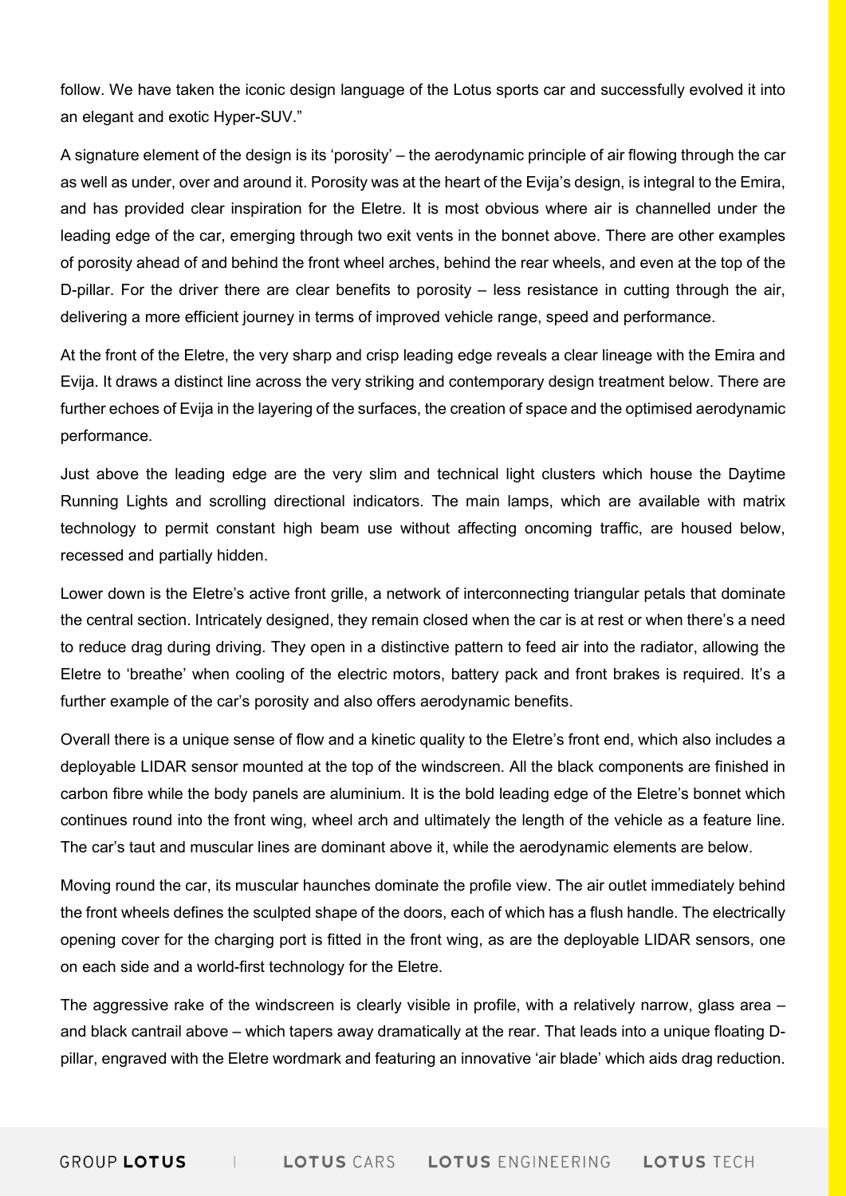follow. We have taken the iconic design language of the Lotus sports car and successfully evolved it into an elegant and exotic Hyper-SUV."

A signature element of the design is its 'porosity' – the aerodynamic principle of air flowing through the car as well as under, over and around it. Porosity was at the heart of the Evija's design, is integral to the Emira, and has provided clear inspiration for the Eletre. It is most obvious where air is channelled under the leading edge of the car, emerging through two exit vents in the bonnet above. There are other examples of porosity ahead of and behind the front wheel arches, behind the rear wheels, and even at the top of the D-pillar. For the driver there are clear benefits to porosity – less resistance in cutting through the air, delivering a more efficient journey in terms of improved vehicle range, speed and performance.

At the front of the Eletre, the very sharp and crisp leading edge reveals a clear lineage with the Emira and Evija. It draws a distinct line across the very striking and contemporary design treatment below. There are further echoes of Evija in the layering of the surfaces, the creation of space and the optimised aerodynamic performance.

Just above the leading edge are the very slim and technical light clusters which house the Daytime Running Lights and scrolling directional indicators. The main lamps, which are available with matrix technology to permit constant high beam use without affecting oncoming traffic, are housed below, recessed and partially hidden.

Lower down is the Eletre's active front grille, a network of interconnecting triangular petals that dominate the central section. Intricately designed, they remain closed when the car is at rest or when there's a need to reduce drag during driving. They open in a distinctive pattern to feed air into the radiator, allowing the Eletre to 'breathe' when cooling of the electric motors, battery pack and front brakes is required. It's a further example of the car's porosity and also offers aerodynamic benefits.

Overall there is a unique sense of flow and a kinetic quality to the Eletre's front end, which also includes a deployable LIDAR sensor mounted at the top of the windscreen. All the black components are finished in carbon fibre while the body panels are aluminium. It is the bold leading edge of the Eletre's bonnet which continues round into the front wing, wheel arch and ultimately the length of the vehicle as a feature line. The car's taut and muscular lines are dominant above it, while the aerodynamic elements are below.

Moving round the car, its muscular haunches dominate the profile view. The air outlet immediately behind the front wheels defines the sculpted shape of the doors, each of which has a flush handle. The electrically opening cover for the charging port is fitted in the front wing, as are the deployable LIDAR sensors, one on each side and a world-first technology for the Eletre.

The aggressive rake of the windscreen is clearly visible in profile, with a relatively narrow, glass area – and black cantrail above – which tapers away dramatically at the rear. That leads into a unique floating D-pillar, engraved with the Eletre wordmark and featuring an innovative 'air blade' which aids drag reduction.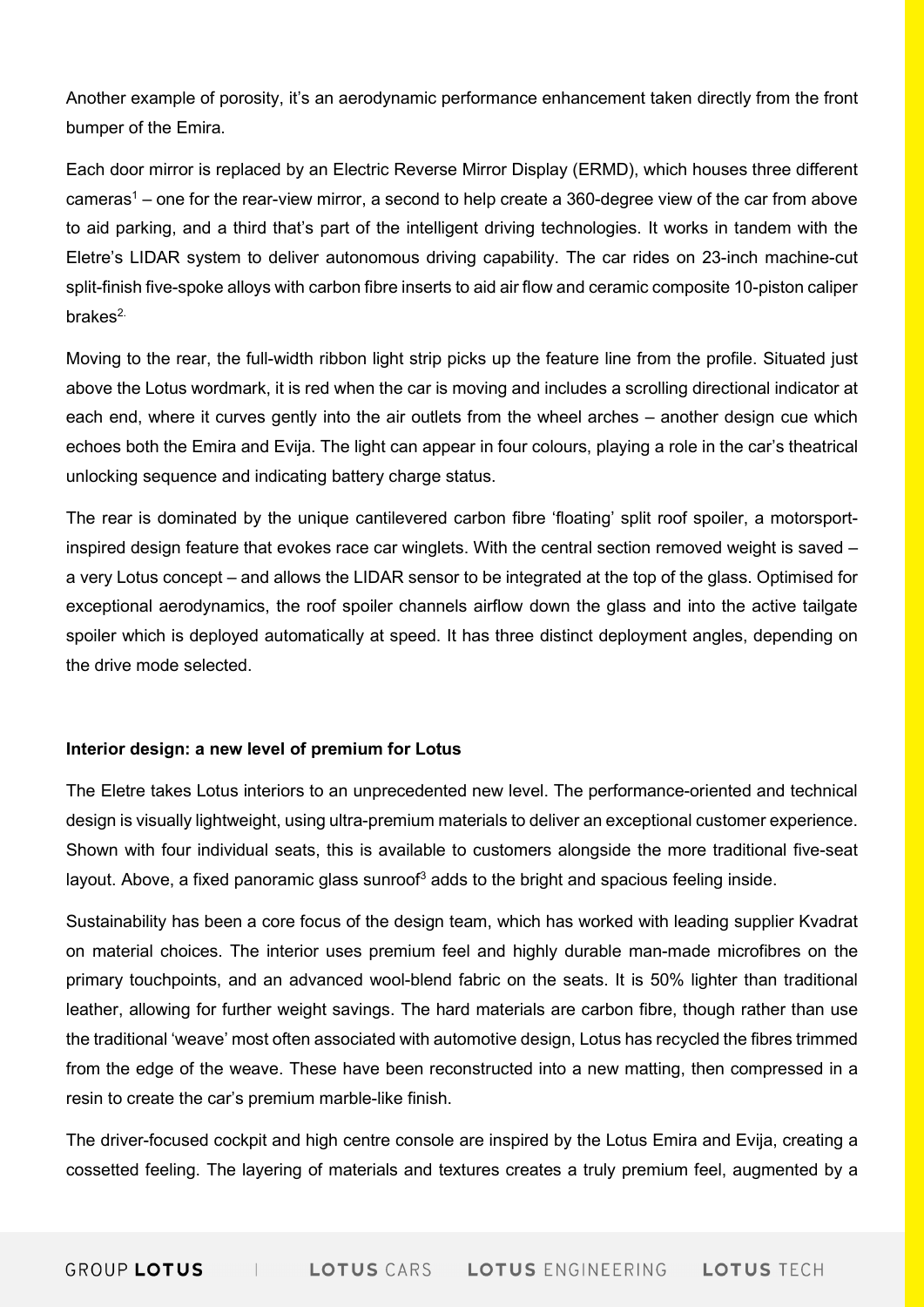Another example of porosity, it's an aerodynamic performance enhancement taken directly from the front bumper of the Emira.

Each door mirror is replaced by an Electric Reverse Mirror Display (ERMD), which houses three different cameras[1] – one for the rear-view mirror, a second to help create a 360-degree view of the car from above to aid parking, and a third that's part of the intelligent driving technologies. It works in tandem with the Eletre's LIDAR system to deliver autonomous driving capability. The car rides on 23-inch machine-cut split-finish five-spoke alloys with carbon fibre inserts to aid air flow and ceramic composite 10-piston caliper brakes[2].

Moving to the rear, the full-width ribbon light strip picks up the feature line from the profile. Situated just above the Lotus wordmark, it is red when the car is moving and includes a scrolling directional indicator at each end, where it curves gently into the air outlets from the wheel arches – another design cue which echoes both the Emira and Evija. The light can appear in four colours, playing a role in the car's theatrical unlocking sequence and indicating battery charge status.

The rear is dominated by the unique cantilevered carbon fibre 'floating' split roof spoiler, a motorsport-inspired design feature that evokes race car winglets. With the central section removed weight is saved – a very Lotus concept – and allows the LIDAR sensor to be integrated at the top of the glass. Optimised for exceptional aerodynamics, the roof spoiler channels airflow down the glass and into the active tailgate spoiler which is deployed automatically at speed. It has three distinct deployment angles, depending on the drive mode selected.

**Interior design: a new level of premium for Lotus**

The Eletre takes Lotus interiors to an unprecedented new level. The performance-oriented and technical design is visually lightweight, using ultra-premium materials to deliver an exceptional customer experience. Shown with four individual seats, this is available to customers alongside the more traditional five-seat layout. Above, a fixed panoramic glass sunroof[3] adds to the bright and spacious feeling inside.

Sustainability has been a core focus of the design team, which has worked with leading supplier Kvadrat on material choices. The interior uses premium feel and highly durable man-made microfibres on the primary touchpoints, and an advanced wool-blend fabric on the seats. It is 50% lighter than traditional leather, allowing for further weight savings. The hard materials are carbon fibre, though rather than use the traditional 'weave' most often associated with automotive design, Lotus has recycled the fibres trimmed from the edge of the weave. These have been reconstructed into a new matting, then compressed in a resin to create the car's premium marble-like finish.

The driver-focused cockpit and high centre console are inspired by the Lotus Emira and Evija, creating a cossetted feeling. The layering of materials and textures creates a truly premium feel, augmented by a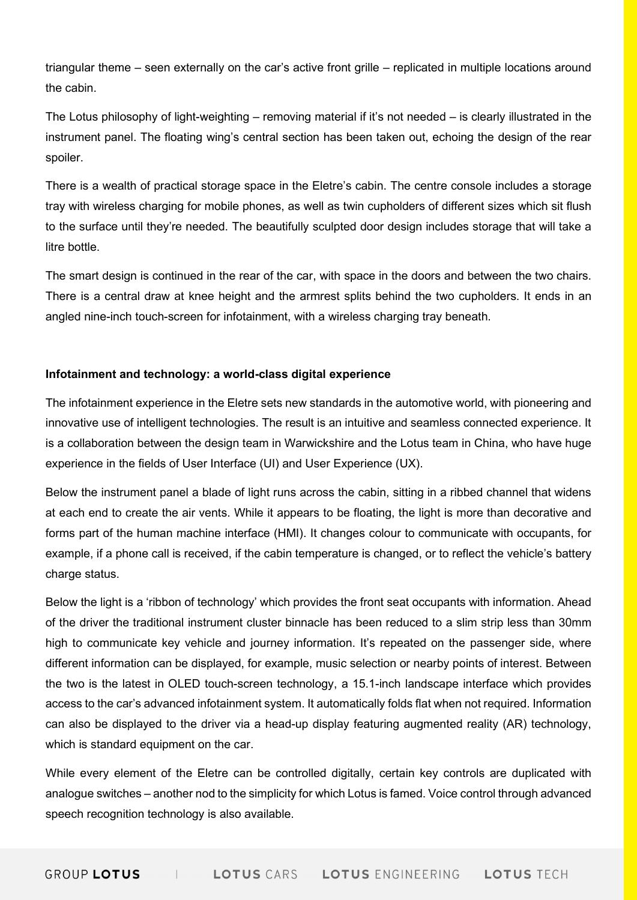triangular theme – seen externally on the car's active front grille – replicated in multiple locations around the cabin.

The Lotus philosophy of light-weighting – removing material if it's not needed – is clearly illustrated in the instrument panel. The floating wing's central section has been taken out, echoing the design of the rear spoiler.

There is a wealth of practical storage space in the Eletre's cabin. The centre console includes a storage tray with wireless charging for mobile phones, as well as twin cupholders of different sizes which sit flush to the surface until they're needed. The beautifully sculpted door design includes storage that will take a litre bottle.

The smart design is continued in the rear of the car, with space in the doors and between the two chairs. There is a central draw at knee height and the armrest splits behind the two cupholders. It ends in an angled nine-inch touch-screen for infotainment, with a wireless charging tray beneath.

**Infotainment and technology: a world-class digital experience**

The infotainment experience in the Eletre sets new standards in the automotive world, with pioneering and innovative use of intelligent technologies. The result is an intuitive and seamless connected experience. It is a collaboration between the design team in Warwickshire and the Lotus team in China, who have huge experience in the fields of User Interface (UI) and User Experience (UX).

Below the instrument panel a blade of light runs across the cabin, sitting in a ribbed channel that widens at each end to create the air vents. While it appears to be floating, the light is more than decorative and forms part of the human machine interface (HMI). It changes colour to communicate with occupants, for example, if a phone call is received, if the cabin temperature is changed, or to reflect the vehicle's battery charge status.

Below the light is a 'ribbon of technology' which provides the front seat occupants with information. Ahead of the driver the traditional instrument cluster binnacle has been reduced to a slim strip less than 30mm high to communicate key vehicle and journey information. It's repeated on the passenger side, where different information can be displayed, for example, music selection or nearby points of interest. Between the two is the latest in OLED touch-screen technology, a 15.1-inch landscape interface which provides access to the car's advanced infotainment system. It automatically folds flat when not required. Information can also be displayed to the driver via a head-up display featuring augmented reality (AR) technology, which is standard equipment on the car.

While every element of the Eletre can be controlled digitally, certain key controls are duplicated with analogue switches – another nod to the simplicity for which Lotus is famed. Voice control through advanced speech recognition technology is also available.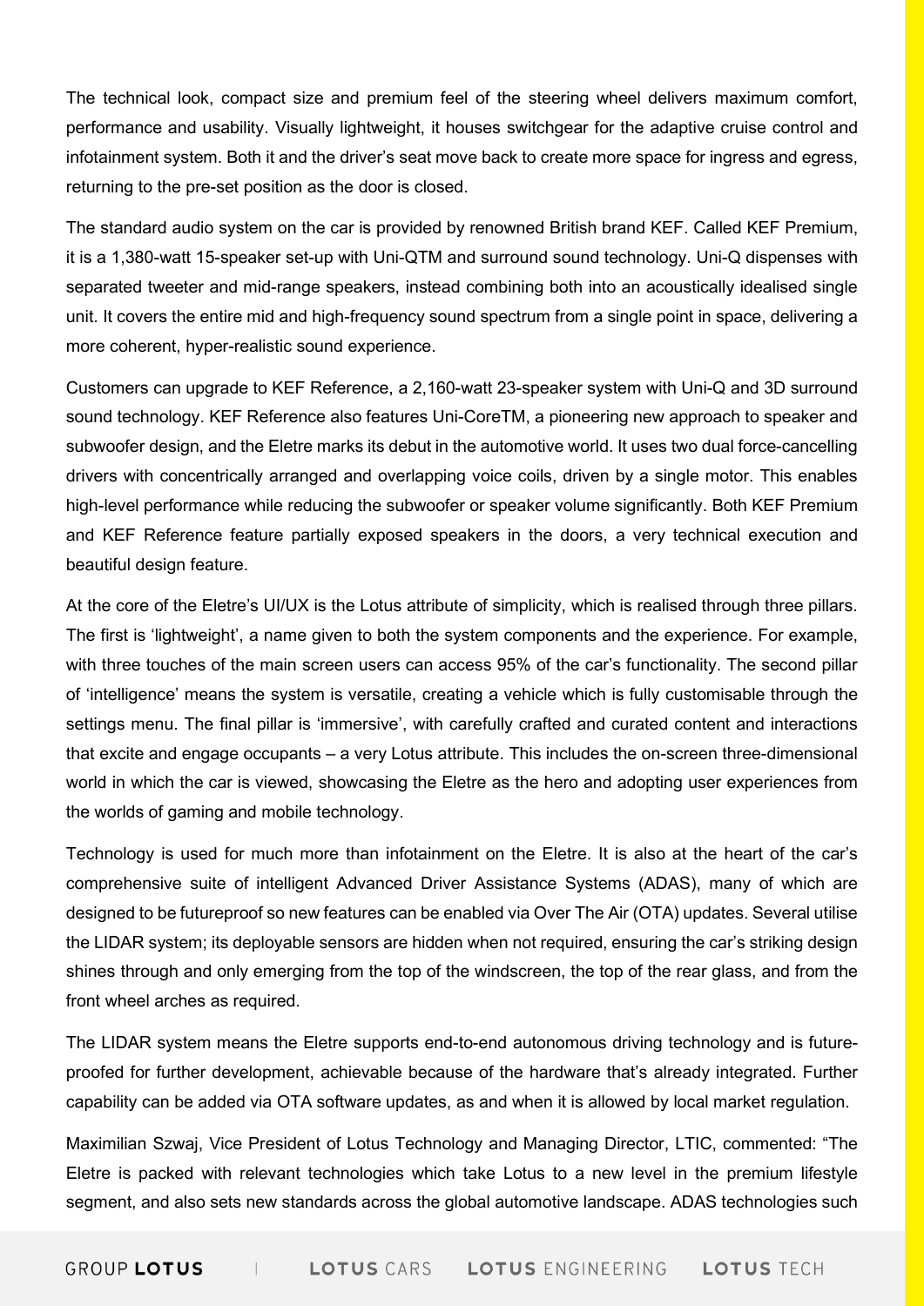The technical look, compact size and premium feel of the steering wheel delivers maximum comfort, performance and usability. Visually lightweight, it houses switchgear for the adaptive cruise control and infotainment system. Both it and the driver's seat move back to create more space for ingress and egress, returning to the pre-set position as the door is closed.

The standard audio system on the car is provided by renowned British brand KEF. Called KEF Premium, it is a 1,380-watt 15-speaker set-up with Uni-QTM and surround sound technology. Uni-Q dispenses with separated tweeter and mid-range speakers, instead combining both into an acoustically idealised single unit. It covers the entire mid and high-frequency sound spectrum from a single point in space, delivering a more coherent, hyper-realistic sound experience.

Customers can upgrade to KEF Reference, a 2,160-watt 23-speaker system with Uni-Q and 3D surround sound technology. KEF Reference also features Uni-CoreTM, a pioneering new approach to speaker and subwoofer design, and the Eletre marks its debut in the automotive world. It uses two dual force-cancelling drivers with concentrically arranged and overlapping voice coils, driven by a single motor. This enables high-level performance while reducing the subwoofer or speaker volume significantly. Both KEF Premium and KEF Reference feature partially exposed speakers in the doors, a very technical execution and beautiful design feature.

At the core of the Eletre's UI/UX is the Lotus attribute of simplicity, which is realised through three pillars. The first is 'lightweight', a name given to both the system components and the experience. For example, with three touches of the main screen users can access 95% of the car's functionality. The second pillar of 'intelligence' means the system is versatile, creating a vehicle which is fully customisable through the settings menu. The final pillar is 'immersive', with carefully crafted and curated content and interactions that excite and engage occupants – a very Lotus attribute. This includes the on-screen three-dimensional world in which the car is viewed, showcasing the Eletre as the hero and adopting user experiences from the worlds of gaming and mobile technology.

Technology is used for much more than infotainment on the Eletre. It is also at the heart of the car's comprehensive suite of intelligent Advanced Driver Assistance Systems (ADAS), many of which are designed to be futureproof so new features can be enabled via Over The Air (OTA) updates. Several utilise the LIDAR system; its deployable sensors are hidden when not required, ensuring the car's striking design shines through and only emerging from the top of the windscreen, the top of the rear glass, and from the front wheel arches as required.

The LIDAR system means the Eletre supports end-to-end autonomous driving technology and is future-proofed for further development, achievable because of the hardware that's already integrated. Further capability can be added via OTA software updates, as and when it is allowed by local market regulation.

Maximilian Szwaj, Vice President of Lotus Technology and Managing Director, LTIC, commented: "The Eletre is packed with relevant technologies which take Lotus to a new level in the premium lifestyle segment, and also sets new standards across the global automotive landscape. ADAS technologies such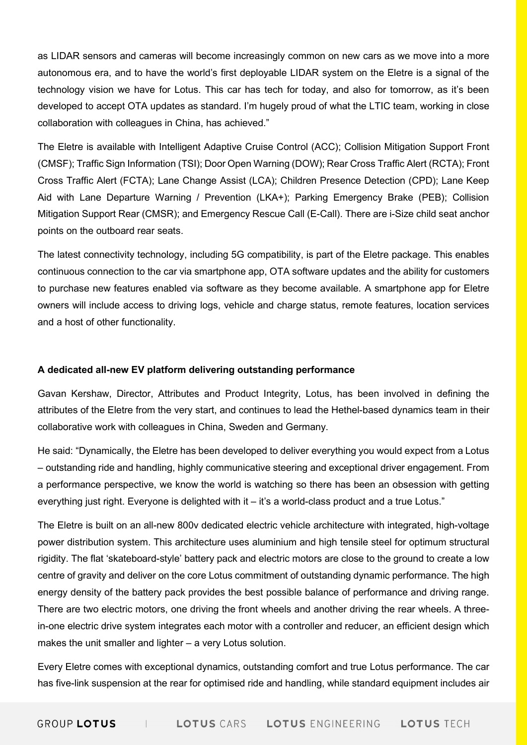as LIDAR sensors and cameras will become increasingly common on new cars as we move into a more autonomous era, and to have the world's first deployable LIDAR system on the Eletre is a signal of the technology vision we have for Lotus. This car has tech for today, and also for tomorrow, as it's been developed to accept OTA updates as standard. I'm hugely proud of what the LTIC team, working in close collaboration with colleagues in China, has achieved."

The Eletre is available with Intelligent Adaptive Cruise Control (ACC); Collision Mitigation Support Front (CMSF); Traffic Sign Information (TSI); Door Open Warning (DOW); Rear Cross Traffic Alert (RCTA); Front Cross Traffic Alert (FCTA); Lane Change Assist (LCA); Children Presence Detection (CPD); Lane Keep Aid with Lane Departure Warning / Prevention (LKA+); Parking Emergency Brake (PEB); Collision Mitigation Support Rear (CMSR); and Emergency Rescue Call (E-Call). There are i-Size child seat anchor points on the outboard rear seats.

The latest connectivity technology, including 5G compatibility, is part of the Eletre package. This enables continuous connection to the car via smartphone app, OTA software updates and the ability for customers to purchase new features enabled via software as they become available. A smartphone app for Eletre owners will include access to driving logs, vehicle and charge status, remote features, location services and a host of other functionality.

**A dedicated all-new EV platform delivering outstanding performance**

Gavan Kershaw, Director, Attributes and Product Integrity, Lotus, has been involved in defining the attributes of the Eletre from the very start, and continues to lead the Hethel-based dynamics team in their collaborative work with colleagues in China, Sweden and Germany.

He said: "Dynamically, the Eletre has been developed to deliver everything you would expect from a Lotus – outstanding ride and handling, highly communicative steering and exceptional driver engagement. From a performance perspective, we know the world is watching so there has been an obsession with getting everything just right. Everyone is delighted with it – it's a world-class product and a true Lotus."

The Eletre is built on an all-new 800v dedicated electric vehicle architecture with integrated, high-voltage power distribution system. This architecture uses aluminium and high tensile steel for optimum structural rigidity. The flat 'skateboard-style' battery pack and electric motors are close to the ground to create a low centre of gravity and deliver on the core Lotus commitment of outstanding dynamic performance. The high energy density of the battery pack provides the best possible balance of performance and driving range. There are two electric motors, one driving the front wheels and another driving the rear wheels. A three-in-one electric drive system integrates each motor with a controller and reducer, an efficient design which makes the unit smaller and lighter – a very Lotus solution.

Every Eletre comes with exceptional dynamics, outstanding comfort and true Lotus performance. The car has five-link suspension at the rear for optimised ride and handling, while standard equipment includes air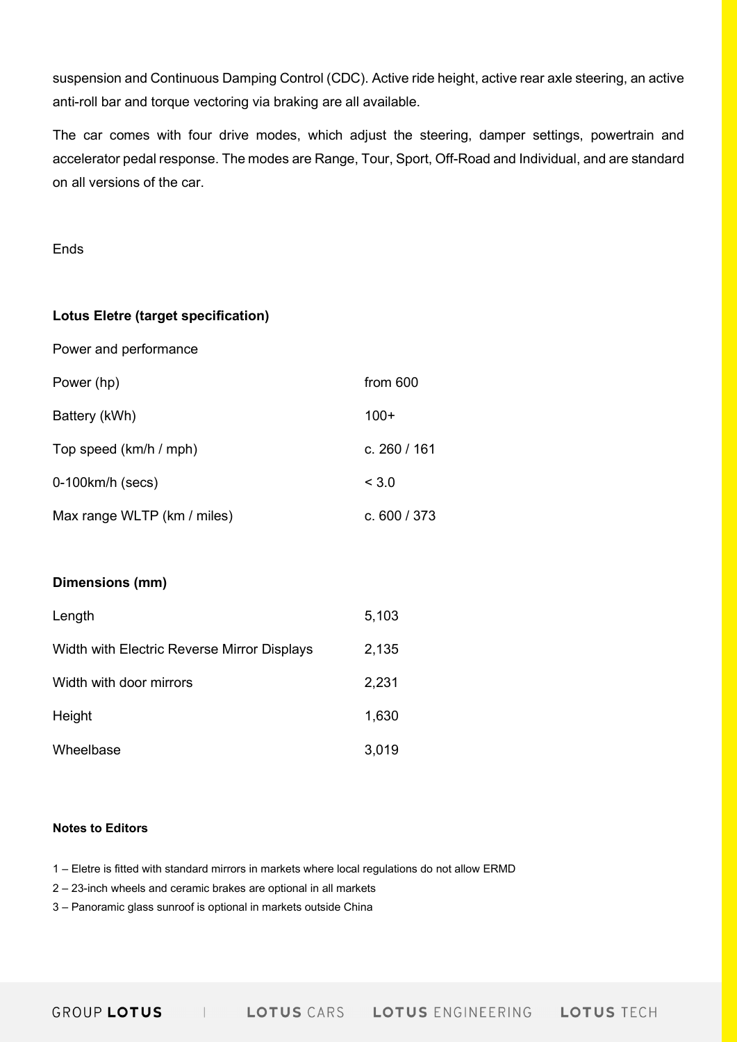suspension and Continuous Damping Control (CDC). Active ride height, active rear axle steering, an active anti-roll bar and torque vectoring via braking are all available.

The car comes with four drive modes, which adjust the steering, damper settings, powertrain and accelerator pedal response. The modes are Range, Tour, Sport, Off-Road and Individual, and are standard on all versions of the car.

Ends

**Lotus Eletre (target specification)**

| Power and performance | |
|---|---|
| Power (hp) | from 600 |
| Battery (kWh) | 100+ |
| Top speed (km/h / mph) | c. 260 / 161 |
| 0-100km/h (secs) | < 3.0 |
| Max range WLTP (km / miles) | c. 600 / 373 |

**Dimensions (mm)**

| | |
|---|---|
| Length | 5,103 |
| Width with Electric Reverse Mirror Displays | 2,135 |
| Width with door mirrors | 2,231 |
| Height | 1,630 |
| Wheelbase | 3,019 |

**Notes to Editors**

1 – Eletre is fitted with standard mirrors in markets where local regulations do not allow ERMD

2 – 23-inch wheels and ceramic brakes are optional in all markets

3 – Panoramic glass sunroof is optional in markets outside China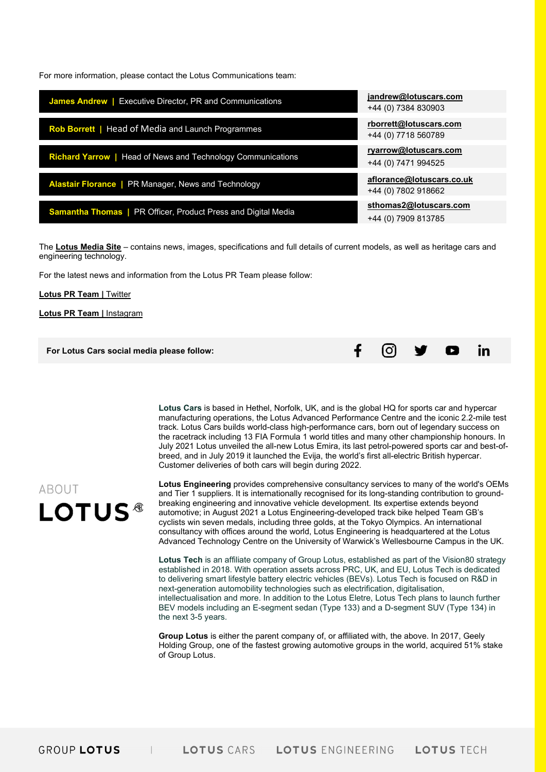For more information, please contact the Lotus Communications team:

| | |
|---|---|
| **James Andrew** \| Executive Director, PR and Communications | **jandrew@lotuscars.com** +44 (0) 7384 830903 |
| **Rob Borrett** \| Head of Media and Launch Programmes | **rborrett@lotuscars.com** +44 (0) 7718 560789 |
| **Richard Yarrow** \| Head of News and Technology Communications | **ryarrow@lotuscars.com** +44 (0) 7471 994525 |
| **Alastair Florance** \| PR Manager, News and Technology | **aflorance@lotuscars.co.uk** +44 (0) 7802 918662 |
| **Samantha Thomas** \| PR Officer, Product Press and Digital Media | **sthomas2@lotuscars.com** +44 (0) 7909 813785 |

The **Lotus Media Site** – contains news, images, specifications and full details of current models, as well as heritage cars and engineering technology.

For the latest news and information from the Lotus PR Team please follow:

**Lotus PR Team |** Twitter

**Lotus PR Team |** Instagram

**For Lotus Cars social media please follow:**

## ABOUT LOTUS

**Lotus Cars** is based in Hethel, Norfolk, UK, and is the global HQ for sports car and hypercar manufacturing operations, the Lotus Advanced Performance Centre and the iconic 2.2-mile test track. Lotus Cars builds world-class high-performance cars, born out of legendary success on the racetrack including 13 FIA Formula 1 world titles and many other championship honours. In July 2021 Lotus unveiled the all-new Lotus Emira, its last petrol-powered sports car and best-of-breed, and in July 2019 it launched the Evija, the world's first all-electric British hypercar. Customer deliveries of both cars will begin during 2022.

**Lotus Engineering** provides comprehensive consultancy services to many of the world's OEMs and Tier 1 suppliers. It is internationally recognised for its long-standing contribution to ground-breaking engineering and innovative vehicle development. Its expertise extends beyond automotive; in August 2021 a Lotus Engineering-developed track bike helped Team GB's cyclists win seven medals, including three golds, at the Tokyo Olympics. An international consultancy with offices around the world, Lotus Engineering is headquartered at the Lotus Advanced Technology Centre on the University of Warwick's Wellesbourne Campus in the UK.

**Lotus Tech** is an affiliate company of Group Lotus, established as part of the Vision80 strategy established in 2018. With operation assets across PRC, UK, and EU, Lotus Tech is dedicated to delivering smart lifestyle battery electric vehicles (BEVs). Lotus Tech is focused on R&D in next-generation automobility technologies such as electrification, digitalisation, intellectualisation and more. In addition to the Lotus Eletre, Lotus Tech plans to launch further BEV models including an E-segment sedan (Type 133) and a D-segment SUV (Type 134) in the next 3-5 years.

**Group Lotus** is either the parent company of, or affiliated with, the above. In 2017, Geely Holding Group, one of the fastest growing automotive groups in the world, acquired 51% stake of Group Lotus.

GROUP LOTUS | LOTUS CARS LOTUS ENGINEERING LOTUS TECH